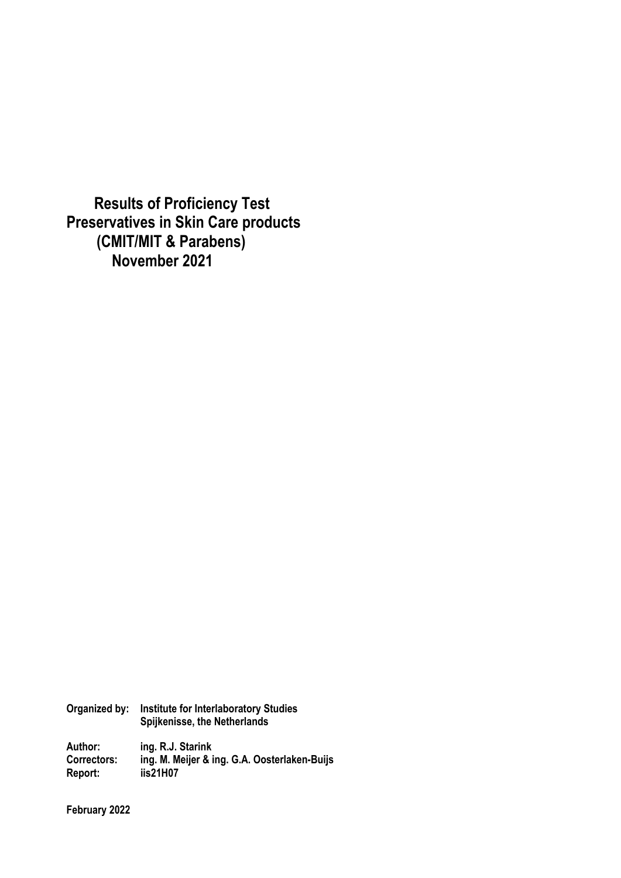# Results of Proficiency Test
# Preservatives in Skin Care products
# (CMIT/MIT & Parabens)
# November 2021

**Organized by:** **Institute for Interlaboratory Studies**
**Spijkenisse, the Netherlands**

**Author:** **ing. R.J. Starink**
**Correctors:** **ing. M. Meijer & ing. G.A. Oosterlaken-Buijs**
**Report:** **iis21H07**

**February 2022**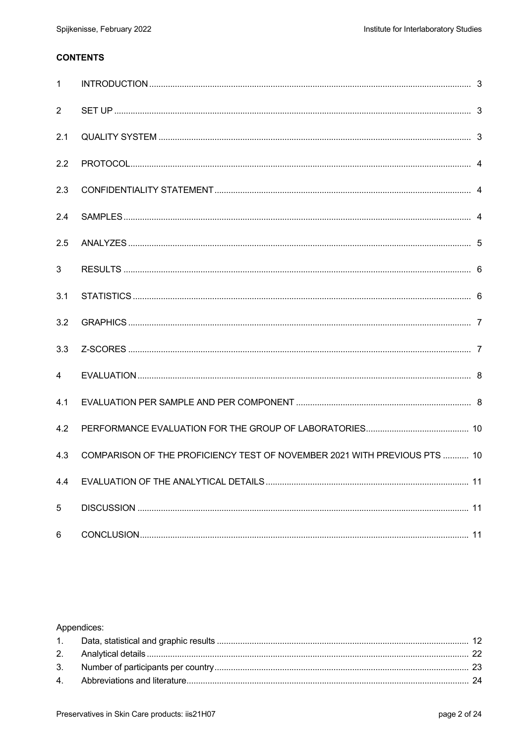**CONTENTS**

| | | |
|---|---|---|
| 1 | INTRODUCTION | 3 |
| 2 | SET UP | 3 |
| 2.1 | QUALITY SYSTEM | 3 |
| 2.2 | PROTOCOL | 4 |
| 2.3 | CONFIDENTIALITY STATEMENT | 4 |
| 2.4 | SAMPLES | 4 |
| 2.5 | ANALYZES | 5 |
| 3 | RESULTS | 6 |
| 3.1 | STATISTICS | 6 |
| 3.2 | GRAPHICS | 7 |
| 3.3 | Z-SCORES | 7 |
| 4 | EVALUATION | 8 |
| 4.1 | EVALUATION PER SAMPLE AND PER COMPONENT | 8 |
| 4.2 | PERFORMANCE EVALUATION FOR THE GROUP OF LABORATORIES | 10 |
| 4.3 | COMPARISON OF THE PROFICIENCY TEST OF NOVEMBER 2021 WITH PREVIOUS PTS | 10 |
| 4.4 | EVALUATION OF THE ANALYTICAL DETAILS | 11 |
| 5 | DISCUSSION | 11 |
| 6 | CONCLUSION | 11 |

Appendices:

| | | |
|---|---|---|
| 1. | Data, statistical and graphic results | 12 |
| 2. | Analytical details | 22 |
| 3. | Number of participants per country | 23 |
| 4. | Abbreviations and literature | 24 |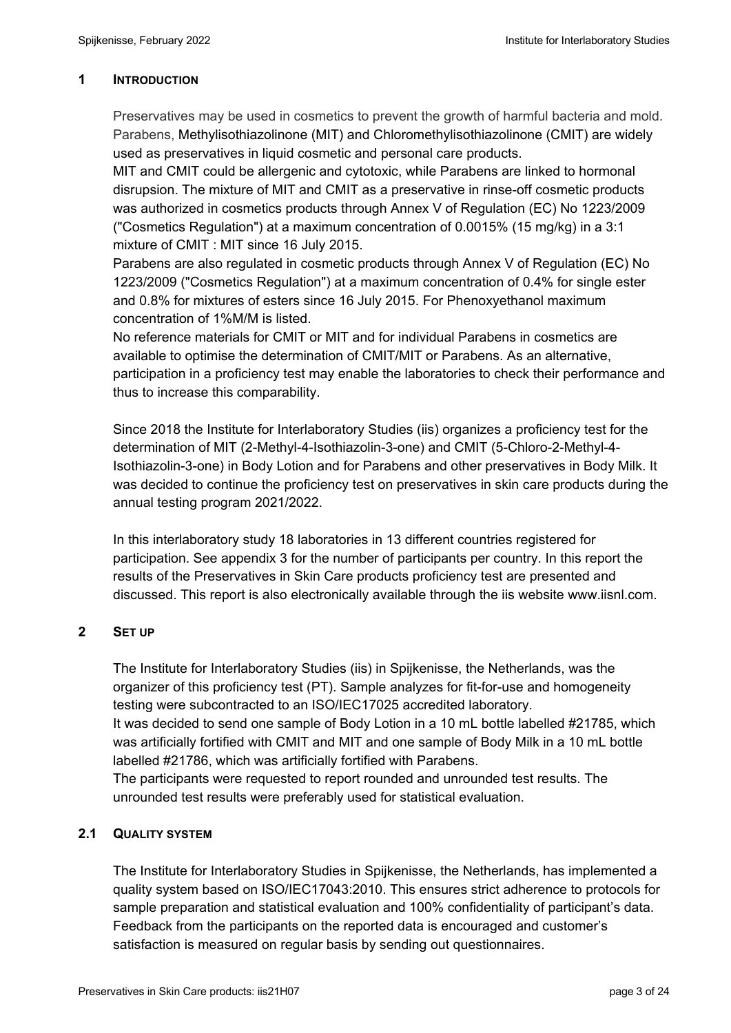## 1 INTRODUCTION

Preservatives may be used in cosmetics to prevent the growth of harmful bacteria and mold. Parabens, Methylisothiazolinone (MIT) and Chloromethylisothiazolinone (CMIT) are widely used as preservatives in liquid cosmetic and personal care products.

MIT and CMIT could be allergenic and cytotoxic, while Parabens are linked to hormonal disrupsion. The mixture of MIT and CMIT as a preservative in rinse-off cosmetic products was authorized in cosmetics products through Annex V of Regulation (EC) No 1223/2009 ("Cosmetics Regulation") at a maximum concentration of 0.0015% (15 mg/kg) in a 3:1 mixture of CMIT : MIT since 16 July 2015.

Parabens are also regulated in cosmetic products through Annex V of Regulation (EC) No 1223/2009 ("Cosmetics Regulation") at a maximum concentration of 0.4% for single ester and 0.8% for mixtures of esters since 16 July 2015. For Phenoxyethanol maximum concentration of 1%M/M is listed.

No reference materials for CMIT or MIT and for individual Parabens in cosmetics are available to optimise the determination of CMIT/MIT or Parabens. As an alternative, participation in a proficiency test may enable the laboratories to check their performance and thus to increase this comparability.

Since 2018 the Institute for Interlaboratory Studies (iis) organizes a proficiency test for the determination of MIT (2-Methyl-4-Isothiazolin-3-one) and CMIT (5-Chloro-2-Methyl-4-Isothiazolin-3-one) in Body Lotion and for Parabens and other preservatives in Body Milk. It was decided to continue the proficiency test on preservatives in skin care products during the annual testing program 2021/2022.

In this interlaboratory study 18 laboratories in 13 different countries registered for participation. See appendix 3 for the number of participants per country. In this report the results of the Preservatives in Skin Care products proficiency test are presented and discussed. This report is also electronically available through the iis website www.iisnl.com.

## 2 SET UP

The Institute for Interlaboratory Studies (iis) in Spijkenisse, the Netherlands, was the organizer of this proficiency test (PT). Sample analyzes for fit-for-use and homogeneity testing were subcontracted to an ISO/IEC17025 accredited laboratory.

It was decided to send one sample of Body Lotion in a 10 mL bottle labelled #21785, which was artificially fortified with CMIT and MIT and one sample of Body Milk in a 10 mL bottle labelled #21786, which was artificially fortified with Parabens.

The participants were requested to report rounded and unrounded test results. The unrounded test results were preferably used for statistical evaluation.

### 2.1 QUALITY SYSTEM

The Institute for Interlaboratory Studies in Spijkenisse, the Netherlands, has implemented a quality system based on ISO/IEC17043:2010. This ensures strict adherence to protocols for sample preparation and statistical evaluation and 100% confidentiality of participant's data. Feedback from the participants on the reported data is encouraged and customer's satisfaction is measured on regular basis by sending out questionnaires.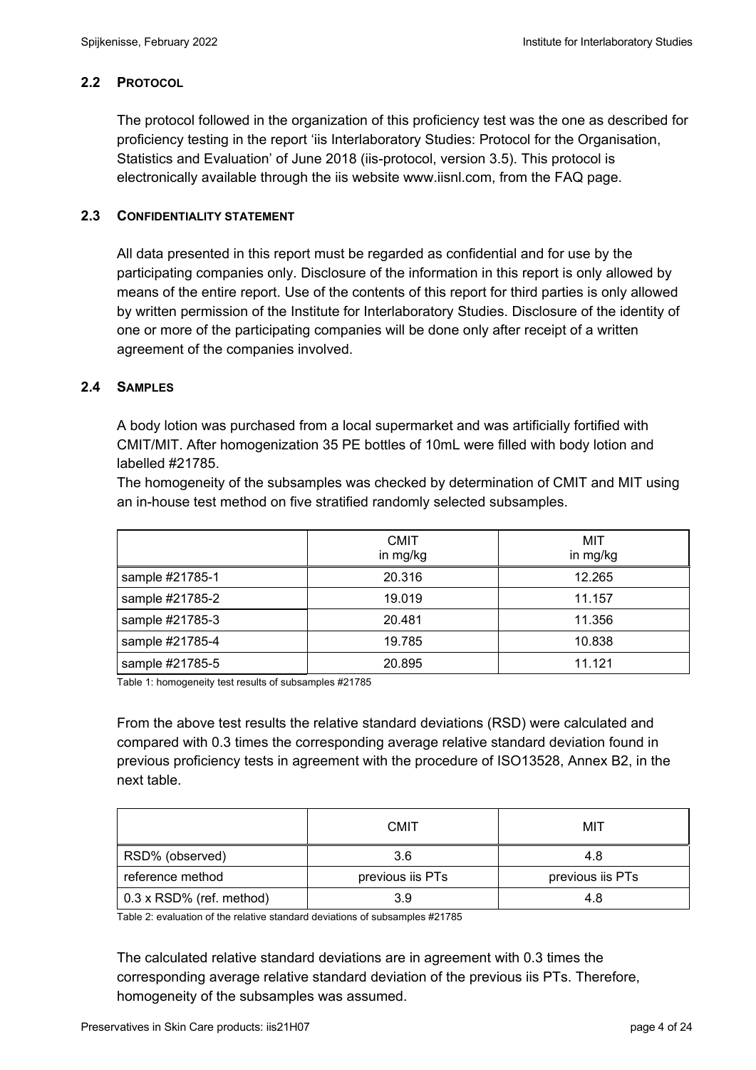### 2.2 PROTOCOL

The protocol followed in the organization of this proficiency test was the one as described for proficiency testing in the report 'iis Interlaboratory Studies: Protocol for the Organisation, Statistics and Evaluation' of June 2018 (iis-protocol, version 3.5). This protocol is electronically available through the iis website www.iisnl.com, from the FAQ page.

### 2.3 CONFIDENTIALITY STATEMENT

All data presented in this report must be regarded as confidential and for use by the participating companies only. Disclosure of the information in this report is only allowed by means of the entire report. Use of the contents of this report for third parties is only allowed by written permission of the Institute for Interlaboratory Studies. Disclosure of the identity of one or more of the participating companies will be done only after receipt of a written agreement of the companies involved.

### 2.4 SAMPLES

A body lotion was purchased from a local supermarket and was artificially fortified with CMIT/MIT. After homogenization 35 PE bottles of 10mL were filled with body lotion and labelled #21785.

The homogeneity of the subsamples was checked by determination of CMIT and MIT using an in-house test method on five stratified randomly selected subsamples.

| | CMIT in mg/kg | MIT in mg/kg |
|---|---|---|
| sample #21785-1 | 20.316 | 12.265 |
| sample #21785-2 | 19.019 | 11.157 |
| sample #21785-3 | 20.481 | 11.356 |
| sample #21785-4 | 19.785 | 10.838 |
| sample #21785-5 | 20.895 | 11.121 |

Table 1: homogeneity test results of subsamples #21785

From the above test results the relative standard deviations (RSD) were calculated and compared with 0.3 times the corresponding average relative standard deviation found in previous proficiency tests in agreement with the procedure of ISO13528, Annex B2, in the next table.

| | CMIT | MIT |
|---|---|---|
| RSD% (observed) | 3.6 | 4.8 |
| reference method | previous iis PTs | previous iis PTs |
| 0.3 x RSD% (ref. method) | 3.9 | 4.8 |

Table 2: evaluation of the relative standard deviations of subsamples #21785

The calculated relative standard deviations are in agreement with 0.3 times the corresponding average relative standard deviation of the previous iis PTs. Therefore, homogeneity of the subsamples was assumed.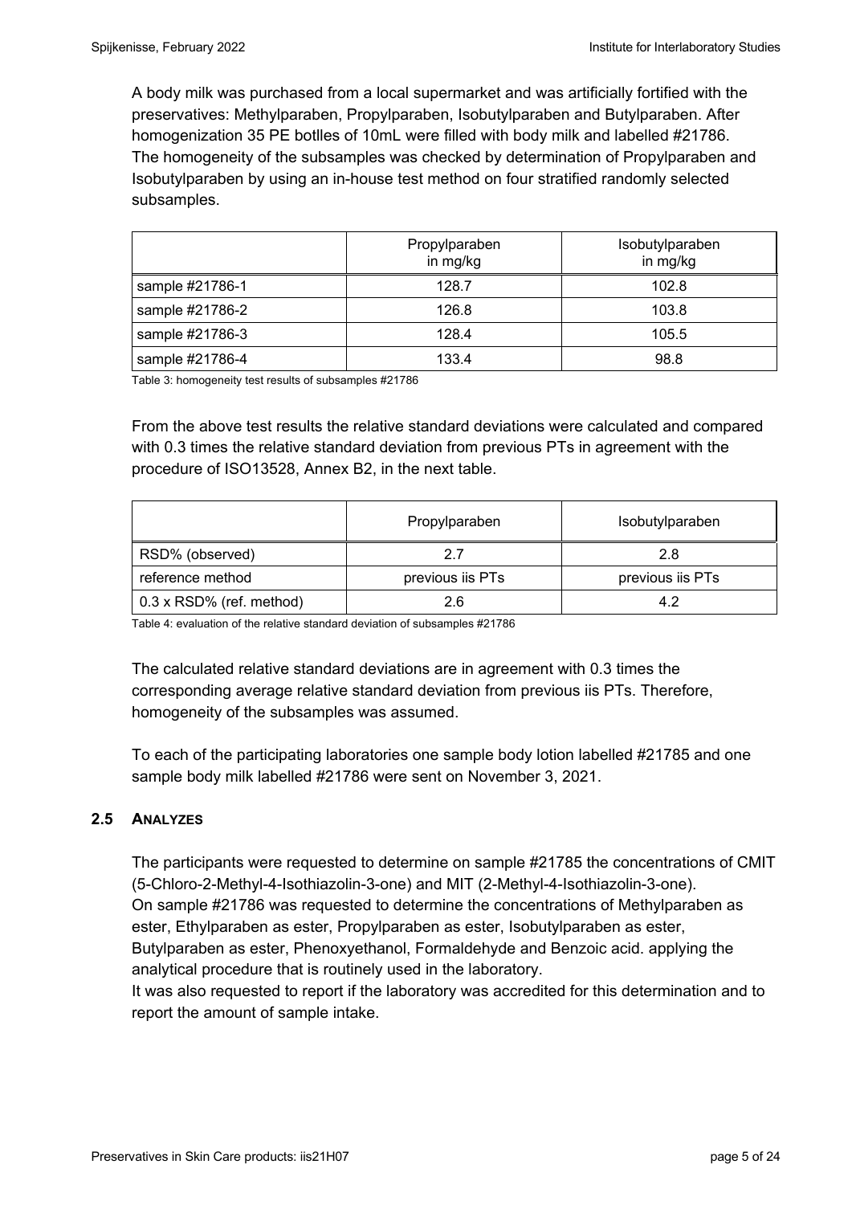A body milk was purchased from a local supermarket and was artificially fortified with the preservatives: Methylparaben, Propylparaben, Isobutylparaben and Butylparaben. After homogenization 35 PE botlles of 10mL were filled with body milk and labelled #21786. The homogeneity of the subsamples was checked by determination of Propylparaben and Isobutylparaben by using an in-house test method on four stratified randomly selected subsamples.

| | Propylparaben in mg/kg | Isobutylparaben in mg/kg |
|---|---|---|
| sample #21786-1 | 128.7 | 102.8 |
| sample #21786-2 | 126.8 | 103.8 |
| sample #21786-3 | 128.4 | 105.5 |
| sample #21786-4 | 133.4 | 98.8 |

Table 3: homogeneity test results of subsamples #21786

From the above test results the relative standard deviations were calculated and compared with 0.3 times the relative standard deviation from previous PTs in agreement with the procedure of ISO13528, Annex B2, in the next table.

| | Propylparaben | Isobutylparaben |
|---|---|---|
| RSD% (observed) | 2.7 | 2.8 |
| reference method | previous iis PTs | previous iis PTs |
| 0.3 x RSD% (ref. method) | 2.6 | 4.2 |

Table 4: evaluation of the relative standard deviation of subsamples #21786

The calculated relative standard deviations are in agreement with 0.3 times the corresponding average relative standard deviation from previous iis PTs. Therefore, homogeneity of the subsamples was assumed.

To each of the participating laboratories one sample body lotion labelled #21785 and one sample body milk labelled #21786 were sent on November 3, 2021.

## 2.5 ANALYZES

The participants were requested to determine on sample #21785 the concentrations of CMIT (5-Chloro-2-Methyl-4-Isothiazolin-3-one) and MIT (2-Methyl-4-Isothiazolin-3-one).
On sample #21786 was requested to determine the concentrations of Methylparaben as ester, Ethylparaben as ester, Propylparaben as ester, Isobutylparaben as ester, Butylparaben as ester, Phenoxyethanol, Formaldehyde and Benzoic acid. applying the analytical procedure that is routinely used in the laboratory.
It was also requested to report if the laboratory was accredited for this determination and to report the amount of sample intake.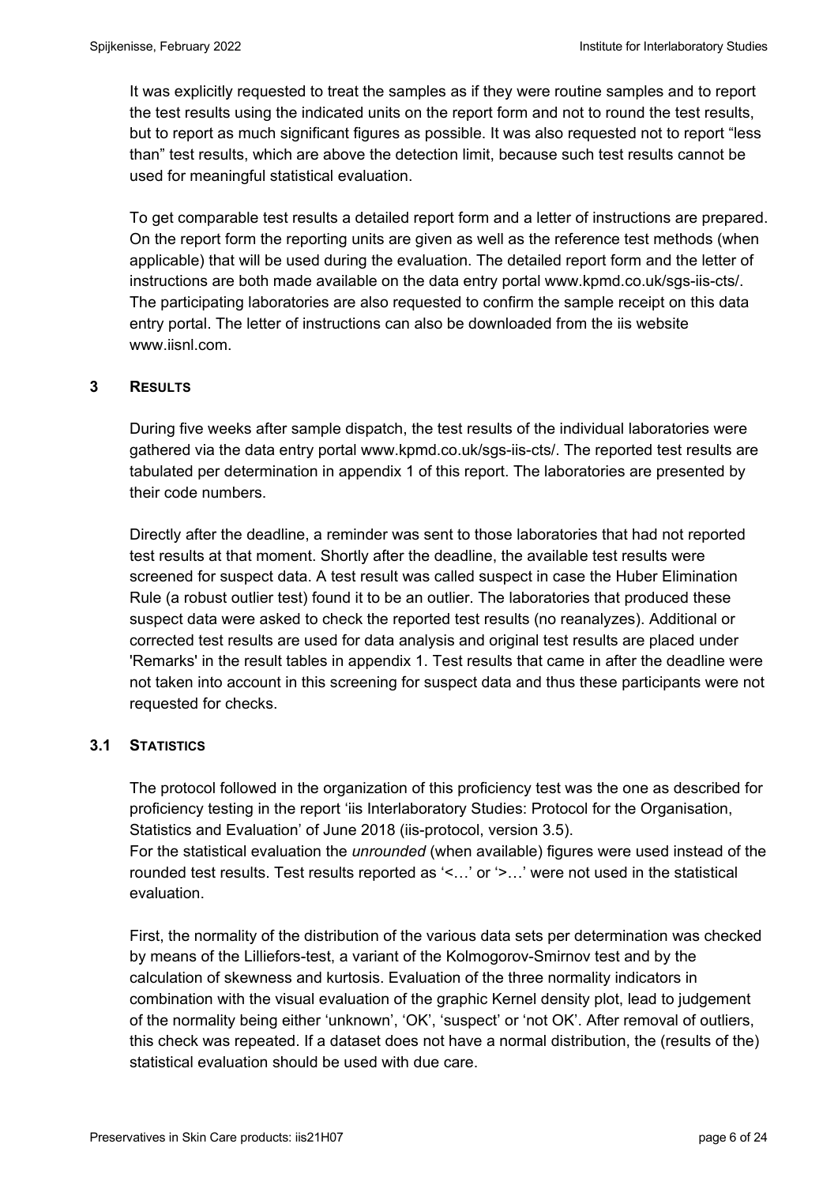It was explicitly requested to treat the samples as if they were routine samples and to report the test results using the indicated units on the report form and not to round the test results, but to report as much significant figures as possible. It was also requested not to report "less than" test results, which are above the detection limit, because such test results cannot be used for meaningful statistical evaluation.

To get comparable test results a detailed report form and a letter of instructions are prepared. On the report form the reporting units are given as well as the reference test methods (when applicable) that will be used during the evaluation. The detailed report form and the letter of instructions are both made available on the data entry portal www.kpmd.co.uk/sgs-iis-cts/. The participating laboratories are also requested to confirm the sample receipt on this data entry portal. The letter of instructions can also be downloaded from the iis website www.iisnl.com.

## 3 RESULTS

During five weeks after sample dispatch, the test results of the individual laboratories were gathered via the data entry portal www.kpmd.co.uk/sgs-iis-cts/. The reported test results are tabulated per determination in appendix 1 of this report. The laboratories are presented by their code numbers.

Directly after the deadline, a reminder was sent to those laboratories that had not reported test results at that moment. Shortly after the deadline, the available test results were screened for suspect data. A test result was called suspect in case the Huber Elimination Rule (a robust outlier test) found it to be an outlier. The laboratories that produced these suspect data were asked to check the reported test results (no reanalyzes). Additional or corrected test results are used for data analysis and original test results are placed under 'Remarks' in the result tables in appendix 1. Test results that came in after the deadline were not taken into account in this screening for suspect data and thus these participants were not requested for checks.

### 3.1 STATISTICS

The protocol followed in the organization of this proficiency test was the one as described for proficiency testing in the report 'iis Interlaboratory Studies: Protocol for the Organisation, Statistics and Evaluation' of June 2018 (iis-protocol, version 3.5).
For the statistical evaluation the *unrounded* (when available) figures were used instead of the rounded test results. Test results reported as '<…' or '>…' were not used in the statistical evaluation.

First, the normality of the distribution of the various data sets per determination was checked by means of the Lilliefors-test, a variant of the Kolmogorov-Smirnov test and by the calculation of skewness and kurtosis. Evaluation of the three normality indicators in combination with the visual evaluation of the graphic Kernel density plot, lead to judgement of the normality being either 'unknown', 'OK', 'suspect' or 'not OK'. After removal of outliers, this check was repeated. If a dataset does not have a normal distribution, the (results of the) statistical evaluation should be used with due care.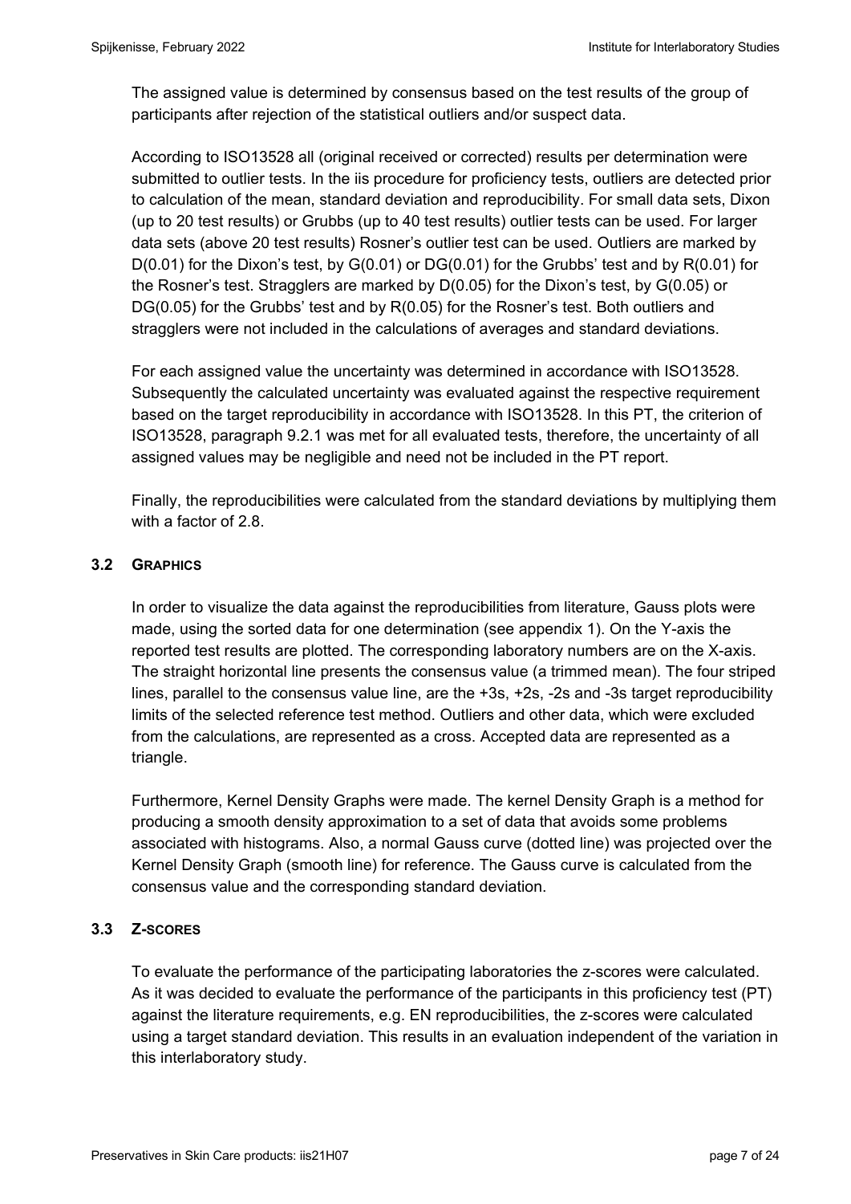The assigned value is determined by consensus based on the test results of the group of participants after rejection of the statistical outliers and/or suspect data.

According to ISO13528 all (original received or corrected) results per determination were submitted to outlier tests. In the iis procedure for proficiency tests, outliers are detected prior to calculation of the mean, standard deviation and reproducibility. For small data sets, Dixon (up to 20 test results) or Grubbs (up to 40 test results) outlier tests can be used. For larger data sets (above 20 test results) Rosner's outlier test can be used. Outliers are marked by D(0.01) for the Dixon's test, by G(0.01) or DG(0.01) for the Grubbs' test and by R(0.01) for the Rosner's test. Stragglers are marked by D(0.05) for the Dixon's test, by G(0.05) or DG(0.05) for the Grubbs' test and by R(0.05) for the Rosner's test. Both outliers and stragglers were not included in the calculations of averages and standard deviations.

For each assigned value the uncertainty was determined in accordance with ISO13528. Subsequently the calculated uncertainty was evaluated against the respective requirement based on the target reproducibility in accordance with ISO13528. In this PT, the criterion of ISO13528, paragraph 9.2.1 was met for all evaluated tests, therefore, the uncertainty of all assigned values may be negligible and need not be included in the PT report.

Finally, the reproducibilities were calculated from the standard deviations by multiplying them with a factor of 2.8.

### 3.2 GRAPHICS

In order to visualize the data against the reproducibilities from literature, Gauss plots were made, using the sorted data for one determination (see appendix 1). On the Y-axis the reported test results are plotted. The corresponding laboratory numbers are on the X-axis. The straight horizontal line presents the consensus value (a trimmed mean). The four striped lines, parallel to the consensus value line, are the +3s, +2s, -2s and -3s target reproducibility limits of the selected reference test method. Outliers and other data, which were excluded from the calculations, are represented as a cross. Accepted data are represented as a triangle.

Furthermore, Kernel Density Graphs were made. The kernel Density Graph is a method for producing a smooth density approximation to a set of data that avoids some problems associated with histograms. Also, a normal Gauss curve (dotted line) was projected over the Kernel Density Graph (smooth line) for reference. The Gauss curve is calculated from the consensus value and the corresponding standard deviation.

### 3.3 Z-SCORES

To evaluate the performance of the participating laboratories the z-scores were calculated. As it was decided to evaluate the performance of the participants in this proficiency test (PT) against the literature requirements, e.g. EN reproducibilities, the z-scores were calculated using a target standard deviation. This results in an evaluation independent of the variation in this interlaboratory study.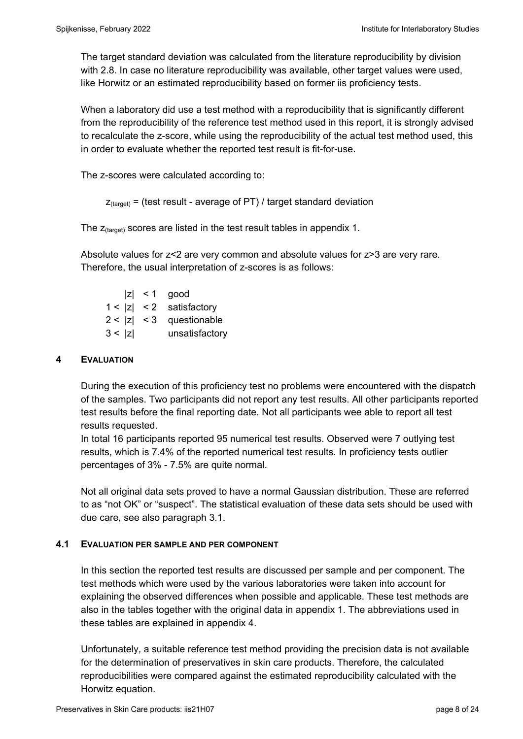The target standard deviation was calculated from the literature reproducibility by division with 2.8. In case no literature reproducibility was available, other target values were used, like Horwitz or an estimated reproducibility based on former iis proficiency tests.

When a laboratory did use a test method with a reproducibility that is significantly different from the reproducibility of the reference test method used in this report, it is strongly advised to recalculate the z-score, while using the reproducibility of the actual test method used, this in order to evaluate whether the reported test result is fit-for-use.

The z-scores were calculated according to:

$$z_{(target)} = \text{(test result - average of PT) / target standard deviation}$$

The $z_{(target)}$ scores are listed in the test result tables in appendix 1.

Absolute values for z<2 are very common and absolute values for z>3 are very rare. Therefore, the usual interpretation of z-scores is as follows:

| | |
|---|---|
| $\|z\| < 1$ | good |
| $1 < \|z\| < 2$ | satisfactory |
| $2 < \|z\| < 3$ | questionable |
| $3 < \|z\|$ | unsatisfactory |

## 4 EVALUATION

During the execution of this proficiency test no problems were encountered with the dispatch of the samples. Two participants did not report any test results. All other participants reported test results before the final reporting date. Not all participants wee able to report all test results requested.
In total 16 participants reported 95 numerical test results. Observed were 7 outlying test results, which is 7.4% of the reported numerical test results. In proficiency tests outlier percentages of 3% - 7.5% are quite normal.

Not all original data sets proved to have a normal Gaussian distribution. These are referred to as "not OK" or "suspect". The statistical evaluation of these data sets should be used with due care, see also paragraph 3.1.

### 4.1 EVALUATION PER SAMPLE AND PER COMPONENT

In this section the reported test results are discussed per sample and per component. The test methods which were used by the various laboratories were taken into account for explaining the observed differences when possible and applicable. These test methods are also in the tables together with the original data in appendix 1. The abbreviations used in these tables are explained in appendix 4.

Unfortunately, a suitable reference test method providing the precision data is not available for the determination of preservatives in skin care products. Therefore, the calculated reproducibilities were compared against the estimated reproducibility calculated with the Horwitz equation.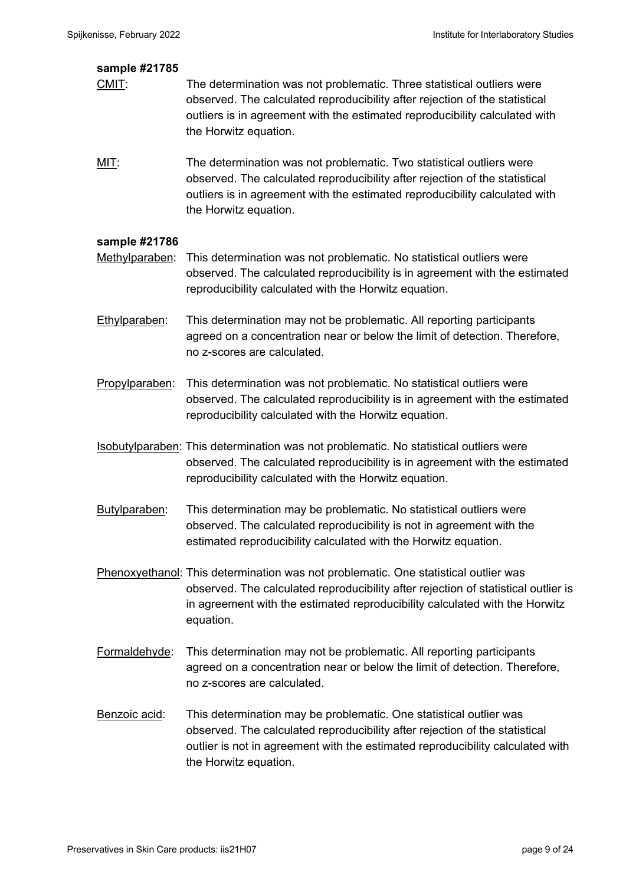**sample #21785**

<u>CMIT</u>: The determination was not problematic. Three statistical outliers were observed. The calculated reproducibility after rejection of the statistical outliers is in agreement with the estimated reproducibility calculated with the Horwitz equation.

<u>MIT</u>: The determination was not problematic. Two statistical outliers were observed. The calculated reproducibility after rejection of the statistical outliers is in agreement with the estimated reproducibility calculated with the Horwitz equation.

**sample #21786**

<u>Methylparaben</u>: This determination was not problematic. No statistical outliers were observed. The calculated reproducibility is in agreement with the estimated reproducibility calculated with the Horwitz equation.

<u>Ethylparaben</u>: This determination may not be problematic. All reporting participants agreed on a concentration near or below the limit of detection. Therefore, no z-scores are calculated.

<u>Propylparaben</u>: This determination was not problematic. No statistical outliers were observed. The calculated reproducibility is in agreement with the estimated reproducibility calculated with the Horwitz equation.

<u>Isobutylparaben</u>: This determination was not problematic. No statistical outliers were observed. The calculated reproducibility is in agreement with the estimated reproducibility calculated with the Horwitz equation.

<u>Butylparaben</u>: This determination may be problematic. No statistical outliers were observed. The calculated reproducibility is not in agreement with the estimated reproducibility calculated with the Horwitz equation.

<u>Phenoxyethanol</u>: This determination was not problematic. One statistical outlier was observed. The calculated reproducibility after rejection of statistical outlier is in agreement with the estimated reproducibility calculated with the Horwitz equation.

<u>Formaldehyde</u>: This determination may not be problematic. All reporting participants agreed on a concentration near or below the limit of detection. Therefore, no z-scores are calculated.

<u>Benzoic acid</u>: This determination may be problematic. One statistical outlier was observed. The calculated reproducibility after rejection of the statistical outlier is not in agreement with the estimated reproducibility calculated with the Horwitz equation.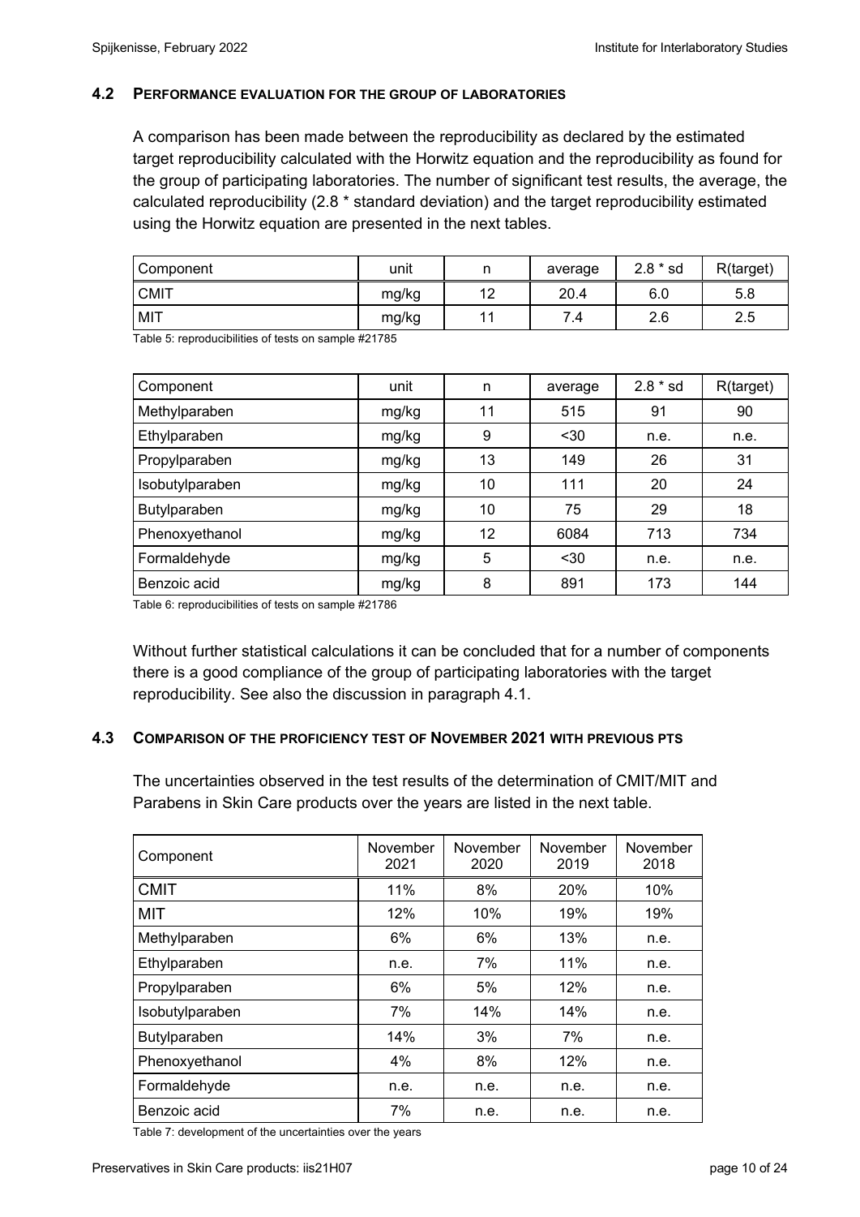### 4.2 PERFORMANCE EVALUATION FOR THE GROUP OF LABORATORIES

A comparison has been made between the reproducibility as declared by the estimated target reproducibility calculated with the Horwitz equation and the reproducibility as found for the group of participating laboratories. The number of significant test results, the average, the calculated reproducibility (2.8 * standard deviation) and the target reproducibility estimated using the Horwitz equation are presented in the next tables.

| Component | unit | n | average | 2.8 * sd | R(target) |
|---|---|---|---|---|---|
| CMIT | mg/kg | 12 | 20.4 | 6.0 | 5.8 |
| MIT | mg/kg | 11 | 7.4 | 2.6 | 2.5 |

Table 5: reproducibilities of tests on sample #21785

| Component | unit | n | average | 2.8 * sd | R(target) |
|---|---|---|---|---|---|
| Methylparaben | mg/kg | 11 | 515 | 91 | 90 |
| Ethylparaben | mg/kg | 9 | <30 | n.e. | n.e. |
| Propylparaben | mg/kg | 13 | 149 | 26 | 31 |
| Isobutylparaben | mg/kg | 10 | 111 | 20 | 24 |
| Butylparaben | mg/kg | 10 | 75 | 29 | 18 |
| Phenoxyethanol | mg/kg | 12 | 6084 | 713 | 734 |
| Formaldehyde | mg/kg | 5 | <30 | n.e. | n.e. |
| Benzoic acid | mg/kg | 8 | 891 | 173 | 144 |

Table 6: reproducibilities of tests on sample #21786

Without further statistical calculations it can be concluded that for a number of components there is a good compliance of the group of participating laboratories with the target reproducibility. See also the discussion in paragraph 4.1.

### 4.3 COMPARISON OF THE PROFICIENCY TEST OF NOVEMBER 2021 WITH PREVIOUS PTS

The uncertainties observed in the test results of the determination of CMIT/MIT and Parabens in Skin Care products over the years are listed in the next table.

| Component | November 2021 | November 2020 | November 2019 | November 2018 |
|---|---|---|---|---|
| CMIT | 11% | 8% | 20% | 10% |
| MIT | 12% | 10% | 19% | 19% |
| Methylparaben | 6% | 6% | 13% | n.e. |
| Ethylparaben | n.e. | 7% | 11% | n.e. |
| Propylparaben | 6% | 5% | 12% | n.e. |
| Isobutylparaben | 7% | 14% | 14% | n.e. |
| Butylparaben | 14% | 3% | 7% | n.e. |
| Phenoxyethanol | 4% | 8% | 12% | n.e. |
| Formaldehyde | n.e. | n.e. | n.e. | n.e. |
| Benzoic acid | 7% | n.e. | n.e. | n.e. |

Table 7: development of the uncertainties over the years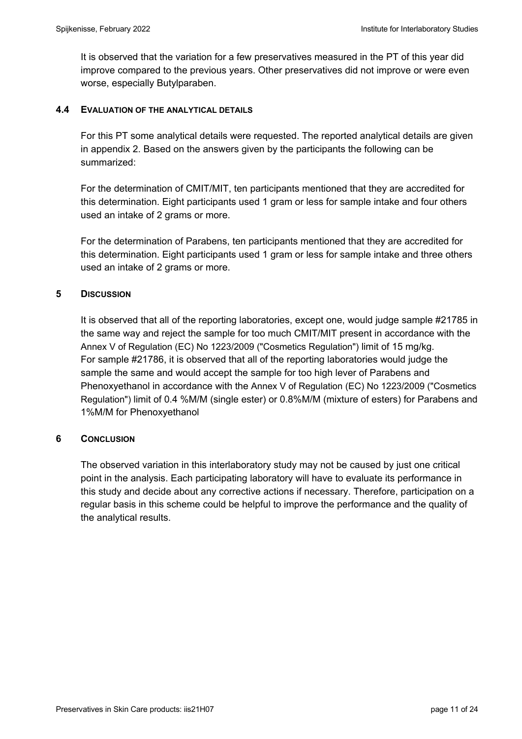It is observed that the variation for a few preservatives measured in the PT of this year did improve compared to the previous years. Other preservatives did not improve or were even worse, especially Butylparaben.

### 4.4 EVALUATION OF THE ANALYTICAL DETAILS

For this PT some analytical details were requested. The reported analytical details are given in appendix 2. Based on the answers given by the participants the following can be summarized:

For the determination of CMIT/MIT, ten participants mentioned that they are accredited for this determination. Eight participants used 1 gram or less for sample intake and four others used an intake of 2 grams or more.

For the determination of Parabens, ten participants mentioned that they are accredited for this determination. Eight participants used 1 gram or less for sample intake and three others used an intake of 2 grams or more.

## 5 DISCUSSION

It is observed that all of the reporting laboratories, except one, would judge sample #21785 in the same way and reject the sample for too much CMIT/MIT present in accordance with the Annex V of Regulation (EC) No 1223/2009 ("Cosmetics Regulation") limit of 15 mg/kg.
For sample #21786, it is observed that all of the reporting laboratories would judge the sample the same and would accept the sample for too high lever of Parabens and Phenoxyethanol in accordance with the Annex V of Regulation (EC) No 1223/2009 ("Cosmetics Regulation") limit of 0.4 %M/M (single ester) or 0.8%M/M (mixture of esters) for Parabens and 1%M/M for Phenoxyethanol

## 6 CONCLUSION

The observed variation in this interlaboratory study may not be caused by just one critical point in the analysis. Each participating laboratory will have to evaluate its performance in this study and decide about any corrective actions if necessary. Therefore, participation on a regular basis in this scheme could be helpful to improve the performance and the quality of the analytical results.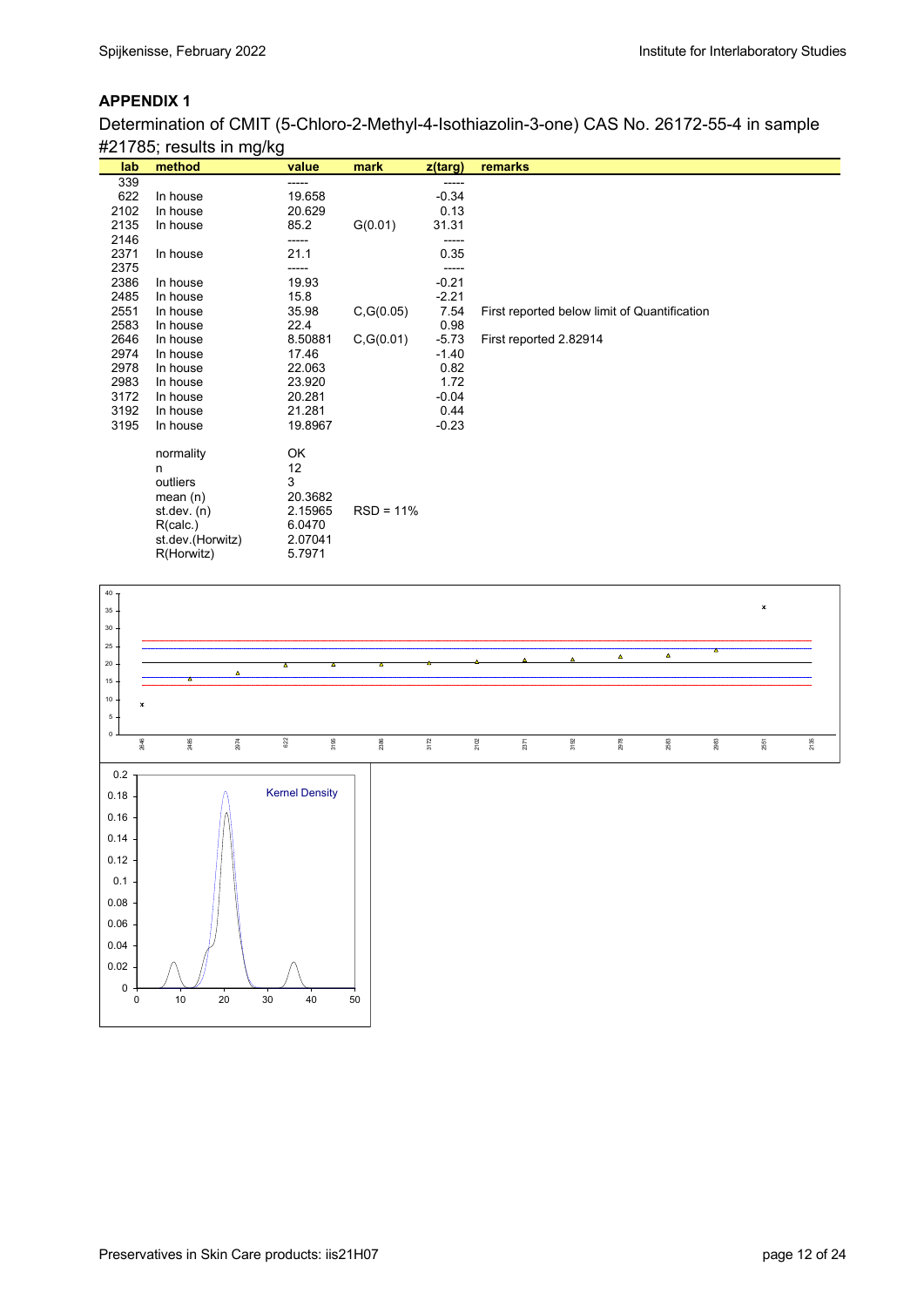## APPENDIX 1

Determination of CMIT (5-Chloro-2-Methyl-4-Isothiazolin-3-one) CAS No. 26172-55-4 in sample #21785; results in mg/kg

| lab | method | value | mark | z(targ) | remarks |
|---|---|---|---|---|---|
| 339 | | ----- | | ----- | |
| 622 | In house | 19.658 | | -0.34 | |
| 2102 | In house | 20.629 | | 0.13 | |
| 2135 | In house | 85.2 | G(0.01) | 31.31 | |
| 2146 | | ----- | | ----- | |
| 2371 | In house | 21.1 | | 0.35 | |
| 2375 | | ----- | | ----- | |
| 2386 | In house | 19.93 | | -0.21 | |
| 2485 | In house | 15.8 | | -2.21 | |
| 2551 | In house | 35.98 | C,G(0.05) | 7.54 | First reported below limit of Quantification |
| 2583 | In house | 22.4 | | 0.98 | |
| 2646 | In house | 8.50881 | C,G(0.01) | -5.73 | First reported 2.82914 |
| 2974 | In house | 17.46 | | -1.40 | |
| 2978 | In house | 22.063 | | 0.82 | |
| 2983 | In house | 23.920 | | 1.72 | |
| 3172 | In house | 20.281 | | -0.04 | |
| 3192 | In house | 21.281 | | 0.44 | |
| 3195 | In house | 19.8967 | | -0.23 | |
| | normality | OK | | | |
| | n | 12 | | | |
| | outliers | 3 | | | |
| | mean (n) | 20.3682 | | | |
| | st.dev. (n) | 2.15965 | RSD = 11% | | |
| | R(calc.) | 6.0470 | | | |
| | st.dev.(Horwitz) | 2.07041 | | | |
| | R(Horwitz) | 5.7971 | | | |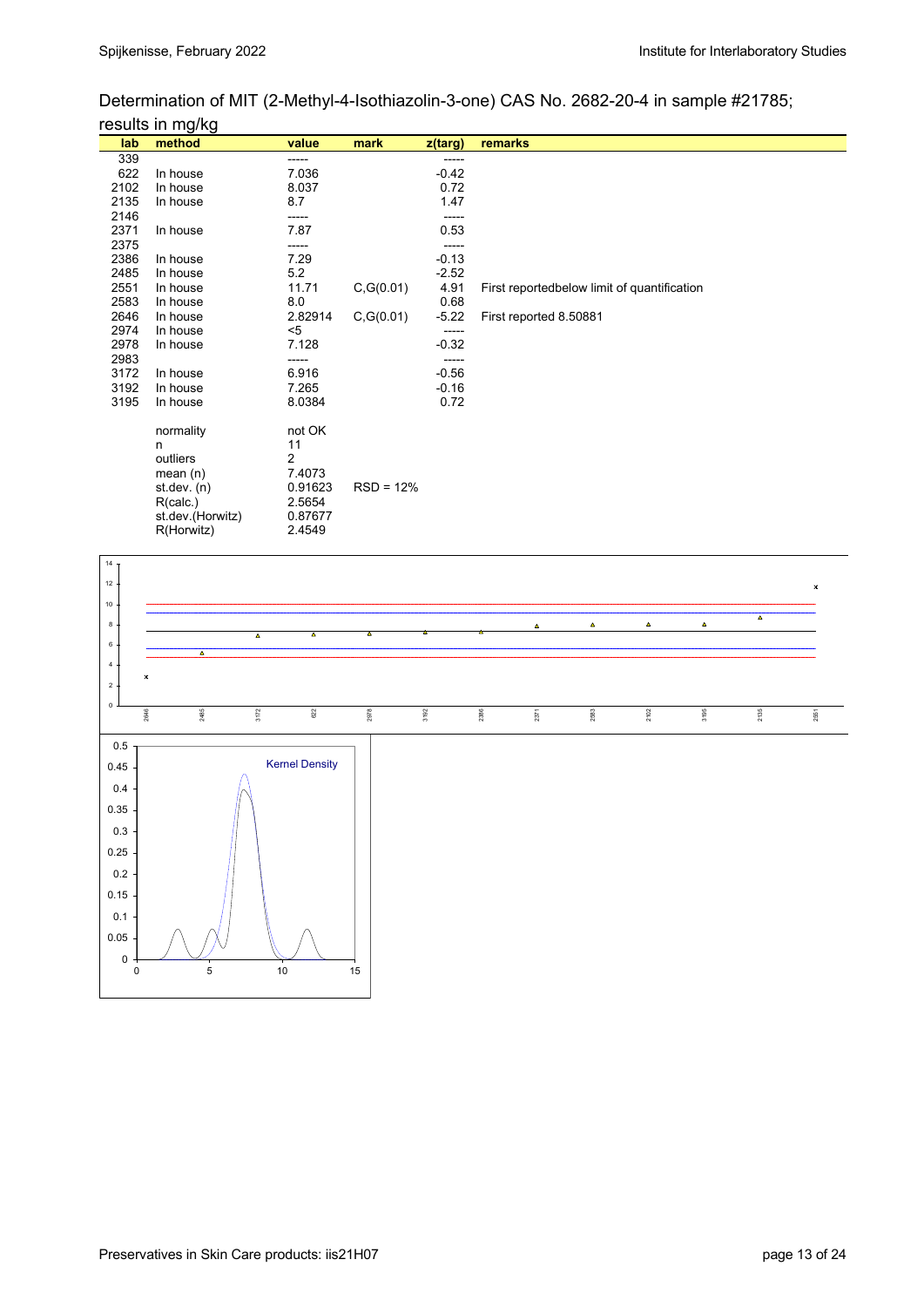Determination of MIT (2-Methyl-4-Isothiazolin-3-one) CAS No. 2682-20-4 in sample #21785; results in mg/kg

| lab | method | value | mark | z(targ) | remarks |
|---|---|---|---|---|---|
| 339 | | ----- | | ----- | |
| 622 | In house | 7.036 | | -0.42 | |
| 2102 | In house | 8.037 | | 0.72 | |
| 2135 | In house | 8.7 | | 1.47 | |
| 2146 | | ----- | | ----- | |
| 2371 | In house | 7.87 | | 0.53 | |
| 2375 | | ----- | | ----- | |
| 2386 | In house | 7.29 | | -0.13 | |
| 2485 | In house | 5.2 | | -2.52 | |
| 2551 | In house | 11.71 | C,G(0.01) | 4.91 | First reportedbelow limit of quantification |
| 2583 | In house | 8.0 | | 0.68 | |
| 2646 | In house | 2.82914 | C,G(0.01) | -5.22 | First reported 8.50881 |
| 2974 | In house | <5 | | ----- | |
| 2978 | In house | 7.128 | | -0.32 | |
| 2983 | | ----- | | ----- | |
| 3172 | In house | 6.916 | | -0.56 | |
| 3192 | In house | 7.265 | | -0.16 | |
| 3195 | In house | 8.0384 | | 0.72 | |
| | | | | | |
| | normality | not OK | | | |
| | n | 11 | | | |
| | outliers | 2 | | | |
| | mean (n) | 7.4073 | | | |
| | st.dev. (n) | 0.91623 | RSD = 12% | | |
| | R(calc.) | 2.5654 | | | |
| | st.dev.(Horwitz) | 0.87677 | | | |
| | R(Horwitz) | 2.4549 | | | |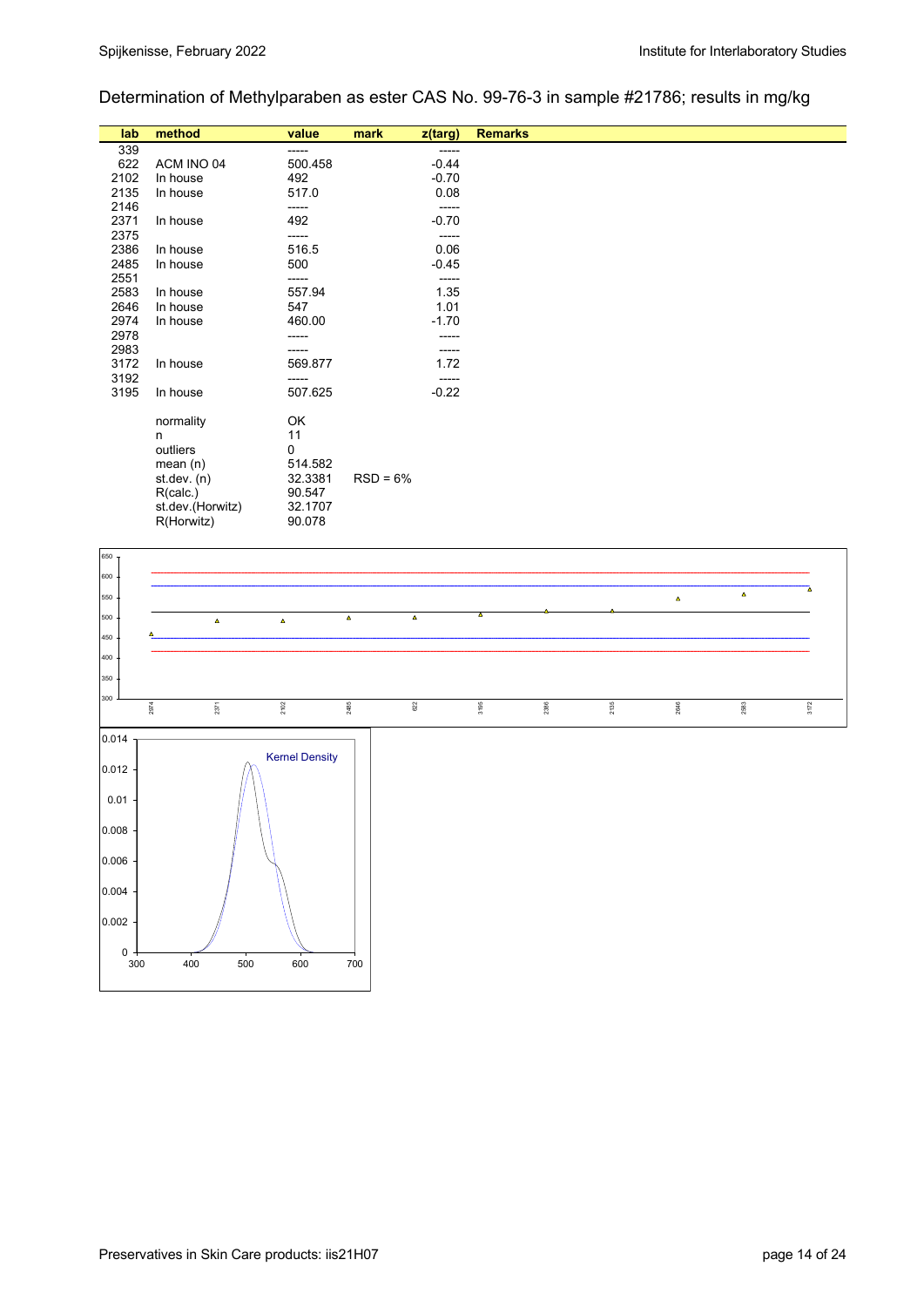Determination of Methylparaben as ester CAS No. 99-76-3 in sample #21786; results in mg/kg

| lab | method | value | mark | z(targ) | Remarks |
|---|---|---|---|---|---|
| 339 | | ----- | | ----- | |
| 622 | ACM INO 04 | 500.458 | | -0.44 | |
| 2102 | In house | 492 | | -0.70 | |
| 2135 | In house | 517.0 | | 0.08 | |
| 2146 | | ----- | | ----- | |
| 2371 | In house | 492 | | -0.70 | |
| 2375 | | ----- | | ----- | |
| 2386 | In house | 516.5 | | 0.06 | |
| 2485 | In house | 500 | | -0.45 | |
| 2551 | | ----- | | ----- | |
| 2583 | In house | 557.94 | | 1.35 | |
| 2646 | In house | 547 | | 1.01 | |
| 2974 | In house | 460.00 | | -1.70 | |
| 2978 | | ----- | | ----- | |
| 2983 | | ----- | | ----- | |
| 3172 | In house | 569.877 | | 1.72 | |
| 3192 | | ----- | | ----- | |
| 3195 | In house | 507.625 | | -0.22 | |
| | normality | OK | | | |
| | n | 11 | | | |
| | outliers | 0 | | | |
| | mean (n) | 514.582 | | | |
| | st.dev. (n) | 32.3381 | RSD = 6% | | |
| | R(calc.) | 90.547 | | | |
| | st.dev.(Horwitz) | 32.1707 | | | |
| | R(Horwitz) | 90.078 | | | |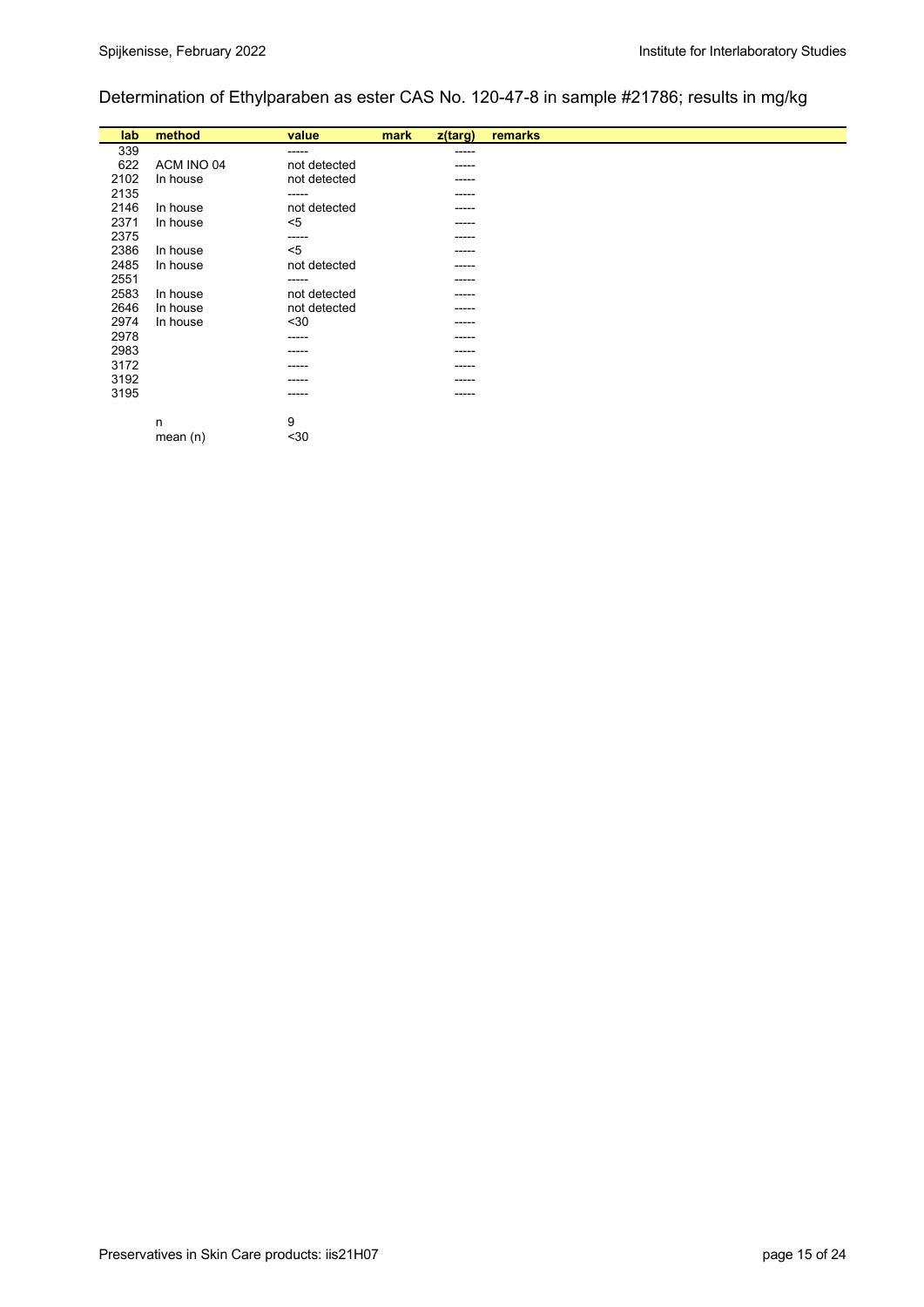## Determination of Ethylparaben as ester CAS No. 120-47-8 in sample #21786; results in mg/kg

| lab | method | value | mark | z(targ) | remarks |
|---|---|---|---|---|---|
| 339 | | ----- | | ----- | |
| 622 | ACM INO 04 | not detected | | ----- | |
| 2102 | In house | not detected | | ----- | |
| 2135 | | ----- | | ----- | |
| 2146 | In house | not detected | | ----- | |
| 2371 | In house | <5 | | ----- | |
| 2375 | | ----- | | ----- | |
| 2386 | In house | <5 | | ----- | |
| 2485 | In house | not detected | | ----- | |
| 2551 | | ----- | | ----- | |
| 2583 | In house | not detected | | ----- | |
| 2646 | In house | not detected | | ----- | |
| 2974 | In house | <30 | | ----- | |
| 2978 | | ----- | | ----- | |
| 2983 | | ----- | | ----- | |
| 3172 | | ----- | | ----- | |
| 3192 | | ----- | | ----- | |
| 3195 | | ----- | | ----- | |
| | n | 9 | | | |
| | mean (n) | <30 | | | |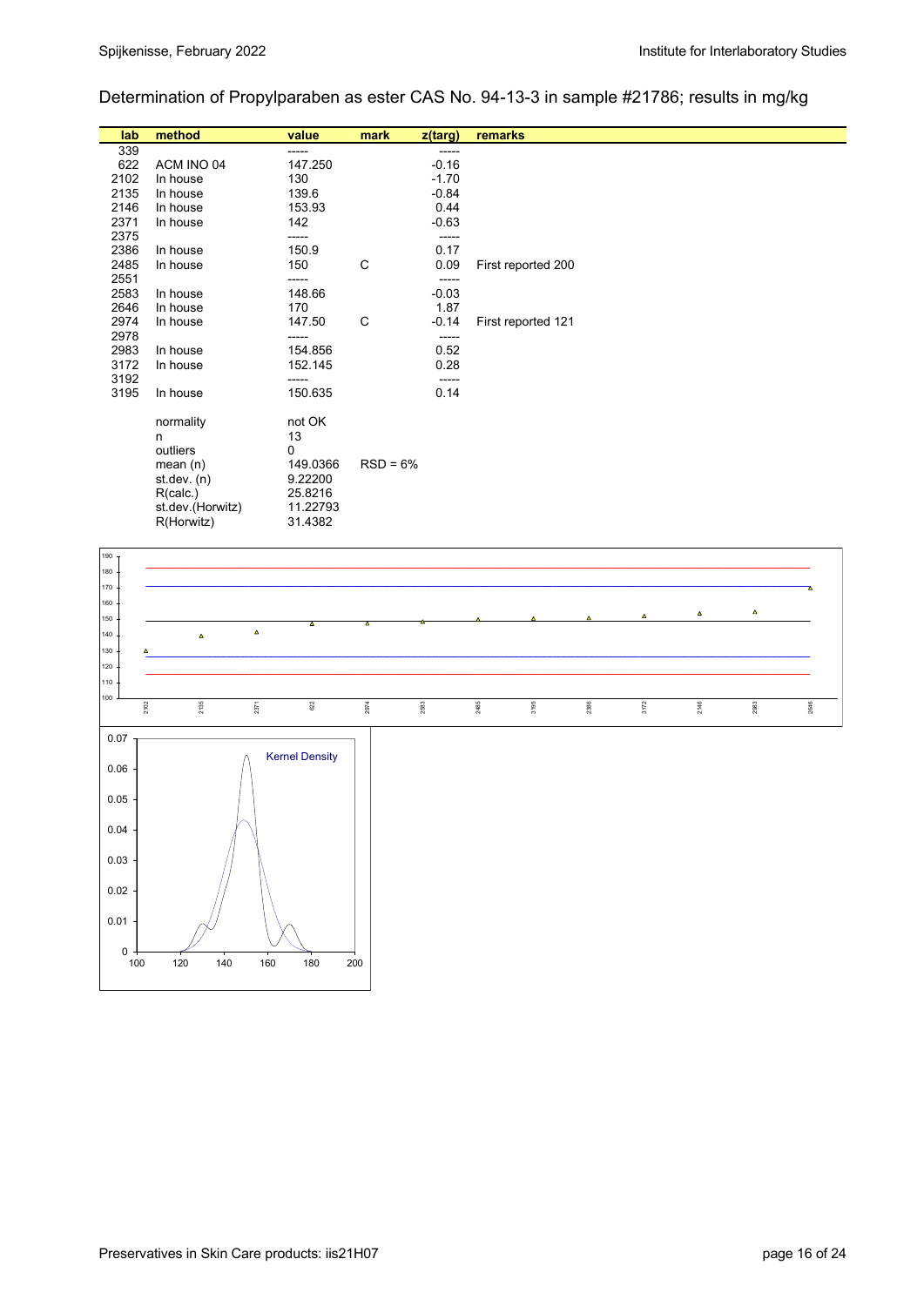Determination of Propylparaben as ester CAS No. 94-13-3 in sample #21786; results in mg/kg

| lab | method | value | mark | z(targ) | remarks |
|---|---|---|---|---|---|
| 339 | | ----- | | ----- | |
| 622 | ACM INO 04 | 147.250 | | -0.16 | |
| 2102 | In house | 130 | | -1.70 | |
| 2135 | In house | 139.6 | | -0.84 | |
| 2146 | In house | 153.93 | | 0.44 | |
| 2371 | In house | 142 | | -0.63 | |
| 2375 | | ----- | | ----- | |
| 2386 | In house | 150.9 | | 0.17 | |
| 2485 | In house | 150 | C | 0.09 | First reported 200 |
| 2551 | | ----- | | ----- | |
| 2583 | In house | 148.66 | | -0.03 | |
| 2646 | In house | 170 | | 1.87 | |
| 2974 | In house | 147.50 | C | -0.14 | First reported 121 |
| 2978 | | ----- | | ----- | |
| 2983 | In house | 154.856 | | 0.52 | |
| 3172 | In house | 152.145 | | 0.28 | |
| 3192 | | ----- | | ----- | |
| 3195 | In house | 150.635 | | 0.14 | |

| | | |
|---|---|---|
| normality | not OK | |
| n | 13 | |
| outliers | 0 | |
| mean (n) | 149.0366 | RSD = 6% |
| st.dev. (n) | 9.22200 | |
| R(calc.) | 25.8216 | |
| st.dev.(Horwitz) | 11.22793 | |
| R(Horwitz) | 31.4382 | |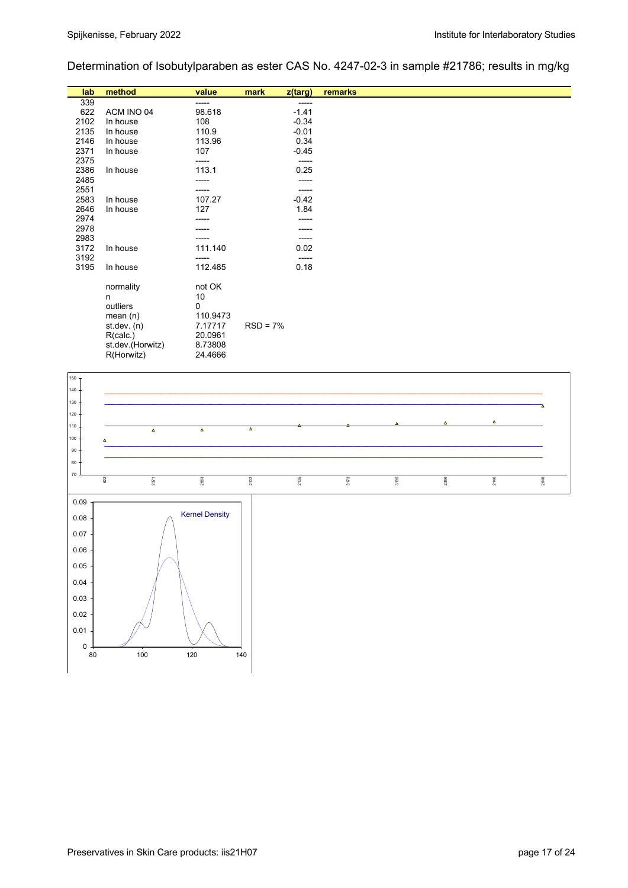Determination of Isobutylparaben as ester CAS No. 4247-02-3 in sample #21786; results in mg/kg

| lab | method | value | mark | z(targ) | remarks |
|---|---|---|---|---|---|
| 339 | | ----- | | ----- | |
| 622 | ACM INO 04 | 98.618 | | -1.41 | |
| 2102 | In house | 108 | | -0.34 | |
| 2135 | In house | 110.9 | | -0.01 | |
| 2146 | In house | 113.96 | | 0.34 | |
| 2371 | In house | 107 | | -0.45 | |
| 2375 | | ----- | | ----- | |
| 2386 | In house | 113.1 | | 0.25 | |
| 2485 | | ----- | | ----- | |
| 2551 | | ----- | | ----- | |
| 2583 | In house | 107.27 | | -0.42 | |
| 2646 | In house | 127 | | 1.84 | |
| 2974 | | ----- | | ----- | |
| 2978 | | ----- | | ----- | |
| 2983 | | ----- | | ----- | |
| 3172 | In house | 111.140 | | 0.02 | |
| 3192 | | ----- | | ----- | |
| 3195 | In house | 112.485 | | 0.18 | |
| | normality | not OK | | | |
| | n | 10 | | | |
| | outliers | 0 | | | |
| | mean (n) | 110.9473 | | | |
| | st.dev. (n) | 7.17717 | RSD = 7% | | |
| | R(calc.) | 20.0961 | | | |
| | st.dev.(Horwitz) | 8.73808 | | | |
| | R(Horwitz) | 24.4666 | | | |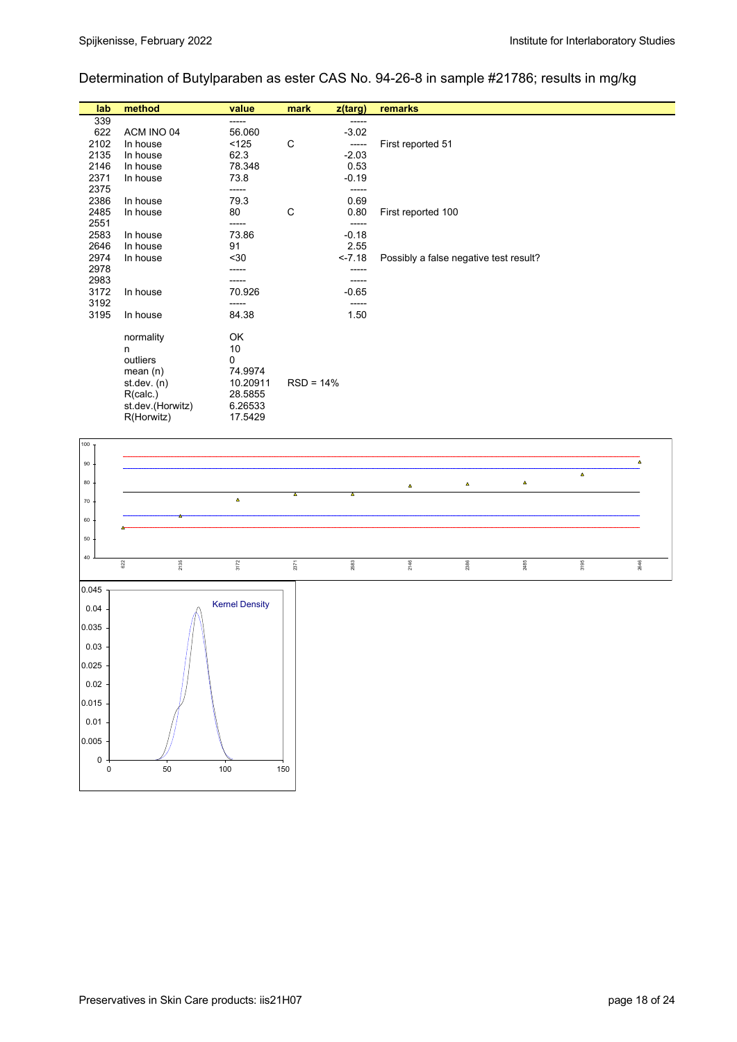Determination of Butylparaben as ester CAS No. 94-26-8 in sample #21786; results in mg/kg

| lab | method | value | mark | z(targ) | remarks |
|---|---|---|---|---|---|
| 339 | | ----- | | ----- | |
| 622 | ACM INO 04 | 56.060 | | -3.02 | |
| 2102 | In house | <125 | C | ----- | First reported 51 |
| 2135 | In house | 62.3 | | -2.03 | |
| 2146 | In house | 78.348 | | 0.53 | |
| 2371 | In house | 73.8 | | -0.19 | |
| 2375 | | ----- | | ----- | |
| 2386 | In house | 79.3 | | 0.69 | |
| 2485 | In house | 80 | C | 0.80 | First reported 100 |
| 2551 | | ----- | | ----- | |
| 2583 | In house | 73.86 | | -0.18 | |
| 2646 | In house | 91 | | 2.55 | |
| 2974 | In house | <30 | | <-7.18 | Possibly a false negative test result? |
| 2978 | | ----- | | ----- | |
| 2983 | | ----- | | ----- | |
| 3172 | In house | 70.926 | | -0.65 | |
| 3192 | | ----- | | ----- | |
| 3195 | In house | 84.38 | | 1.50 | |
| | normality | OK | | | |
| | n | 10 | | | |
| | outliers | 0 | | | |
| | mean (n) | 74.9974 | | | |
| | st.dev. (n) | 10.20911 | RSD = 14% | | |
| | R(calc.) | 28.5855 | | | |
| | st.dev.(Horwitz) | 6.26533 | | | |
| | R(Horwitz) | 17.5429 | | | |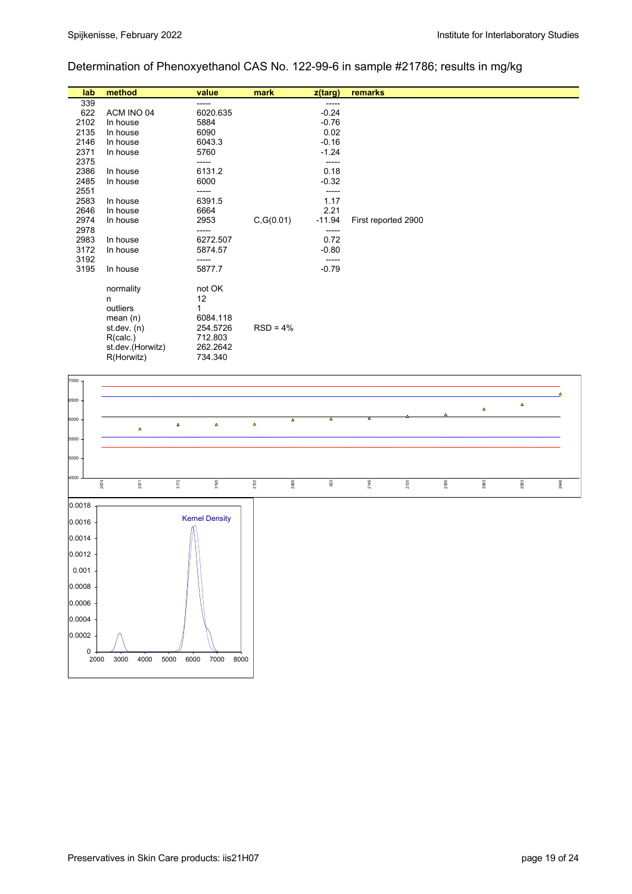Determination of Phenoxyethanol CAS No. 122-99-6 in sample #21786; results in mg/kg

| lab | method | value | mark | z(targ) | remarks |
|---|---|---|---|---|---|
| 339 | | ----- | | ----- | |
| 622 | ACM INO 04 | 6020.635 | | -0.24 | |
| 2102 | In house | 5884 | | -0.76 | |
| 2135 | In house | 6090 | | 0.02 | |
| 2146 | In house | 6043.3 | | -0.16 | |
| 2371 | In house | 5760 | | -1.24 | |
| 2375 | | ----- | | ----- | |
| 2386 | In house | 6131.2 | | 0.18 | |
| 2485 | In house | 6000 | | -0.32 | |
| 2551 | | ----- | | ----- | |
| 2583 | In house | 6391.5 | | 1.17 | |
| 2646 | In house | 6664 | | 2.21 | |
| 2974 | In house | 2953 | C,G(0.01) | -11.94 | First reported 2900 |
| 2978 | | ----- | | ----- | |
| 2983 | In house | 6272.507 | | 0.72 | |
| 3172 | In house | 5874.57 | | -0.80 | |
| 3192 | | ----- | | ----- | |
| 3195 | In house | 5877.7 | | -0.79 | |

| | | |
|---|---|---|
| normality | not OK | |
| n | 12 | |
| outliers | 1 | |
| mean (n) | 6084.118 | |
| st.dev. (n) | 254.5726 | RSD = 4% |
| R(calc.) | 712.803 | |
| st.dev.(Horwitz) | 262.2642 | |
| R(Horwitz) | 734.340 | |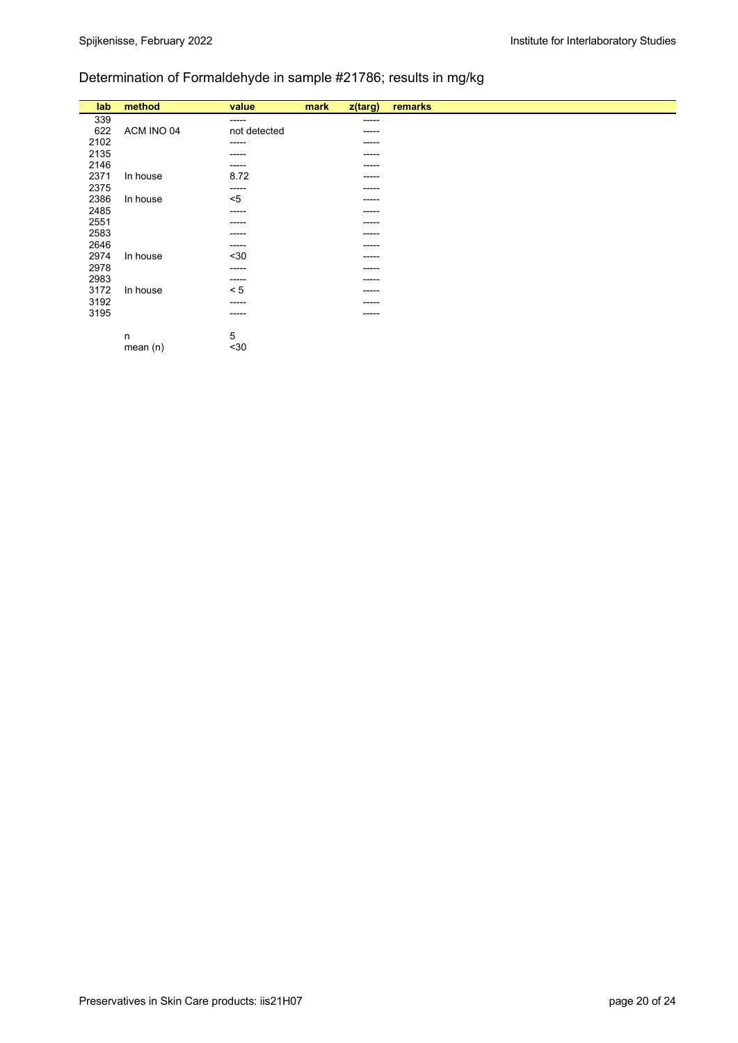## Determination of Formaldehyde in sample #21786; results in mg/kg

| lab | method | value | mark | z(targ) | remarks |
|---|---|---|---|---|---|
| 339 | | ----- | | ----- | |
| 622 | ACM INO 04 | not detected | | ----- | |
| 2102 | | ----- | | ----- | |
| 2135 | | ----- | | ----- | |
| 2146 | | ----- | | ----- | |
| 2371 | In house | 8.72 | | ----- | |
| 2375 | | ----- | | ----- | |
| 2386 | In house | <5 | | ----- | |
| 2485 | | ----- | | ----- | |
| 2551 | | ----- | | ----- | |
| 2583 | | ----- | | ----- | |
| 2646 | | ----- | | ----- | |
| 2974 | In house | <30 | | ----- | |
| 2978 | | ----- | | ----- | |
| 2983 | | ----- | | ----- | |
| 3172 | In house | < 5 | | ----- | |
| 3192 | | ----- | | ----- | |
| 3195 | | ----- | | ----- | |
| | | | | | |
| | n | 5 | | | |
| | mean (n) | <30 | | | |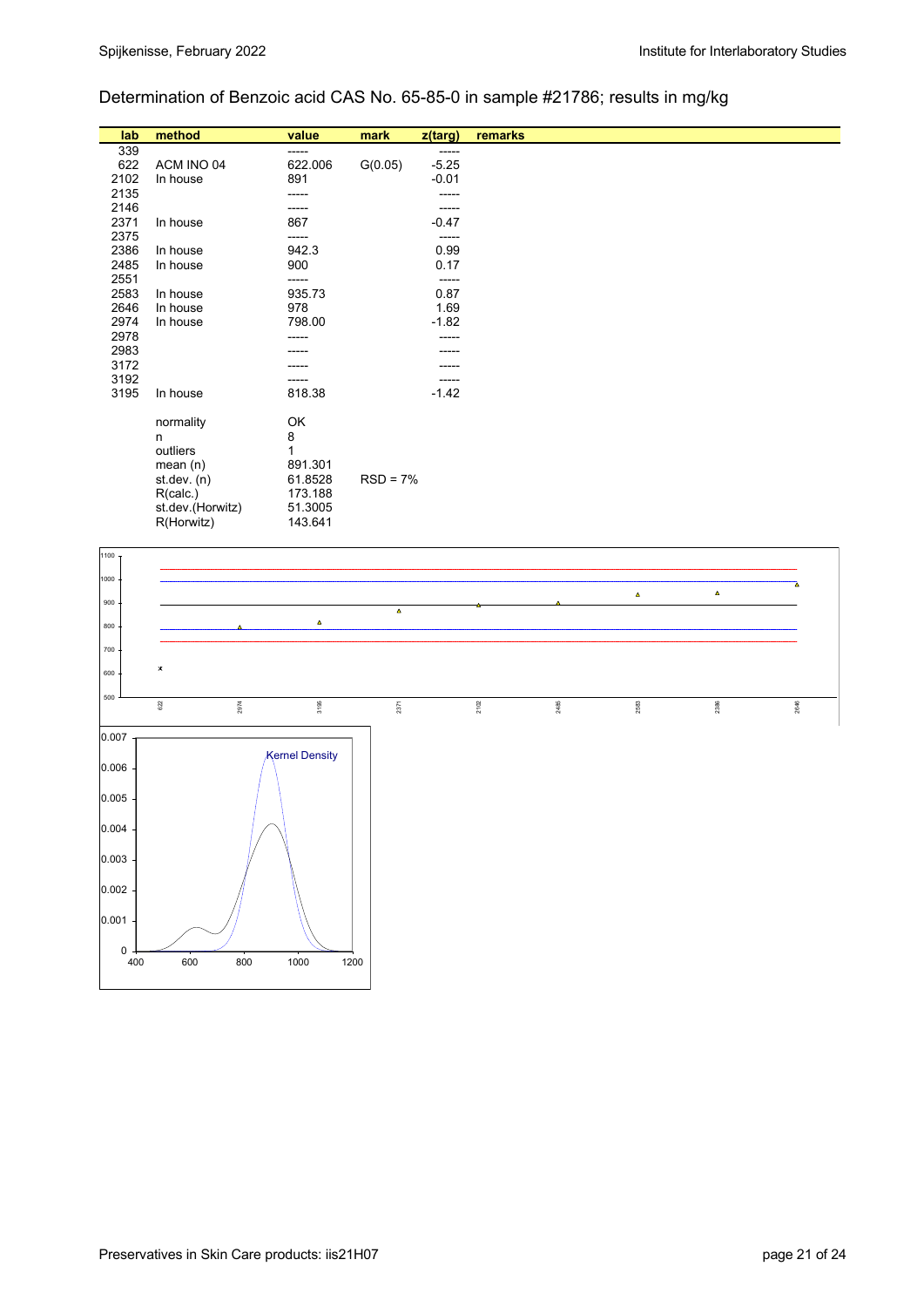## Determination of Benzoic acid CAS No. 65-85-0 in sample #21786; results in mg/kg

| lab | method | value | mark | z(targ) | remarks |
|---|---|---|---|---|---|
| 339 | | ----- | | ----- | |
| 622 | ACM INO 04 | 622.006 | G(0.05) | -5.25 | |
| 2102 | In house | 891 | | -0.01 | |
| 2135 | | ----- | | ----- | |
| 2146 | | ----- | | ----- | |
| 2371 | In house | 867 | | -0.47 | |
| 2375 | | ----- | | ----- | |
| 2386 | In house | 942.3 | | 0.99 | |
| 2485 | In house | 900 | | 0.17 | |
| 2551 | | ----- | | ----- | |
| 2583 | In house | 935.73 | | 0.87 | |
| 2646 | In house | 978 | | 1.69 | |
| 2974 | In house | 798.00 | | -1.82 | |
| 2978 | | ----- | | ----- | |
| 2983 | | ----- | | ----- | |
| 3172 | | ----- | | ----- | |
| 3192 | | ----- | | ----- | |
| 3195 | In house | 818.38 | | -1.42 | |
| | normality | OK | | | |
| | n | 8 | | | |
| | outliers | 1 | | | |
| | mean (n) | 891.301 | | | |
| | st.dev. (n) | 61.8528 | RSD = 7% | | |
| | R(calc.) | 173.188 | | | |
| | st.dev.(Horwitz) | 51.3005 | | | |
| | R(Horwitz) | 143.641 | | | |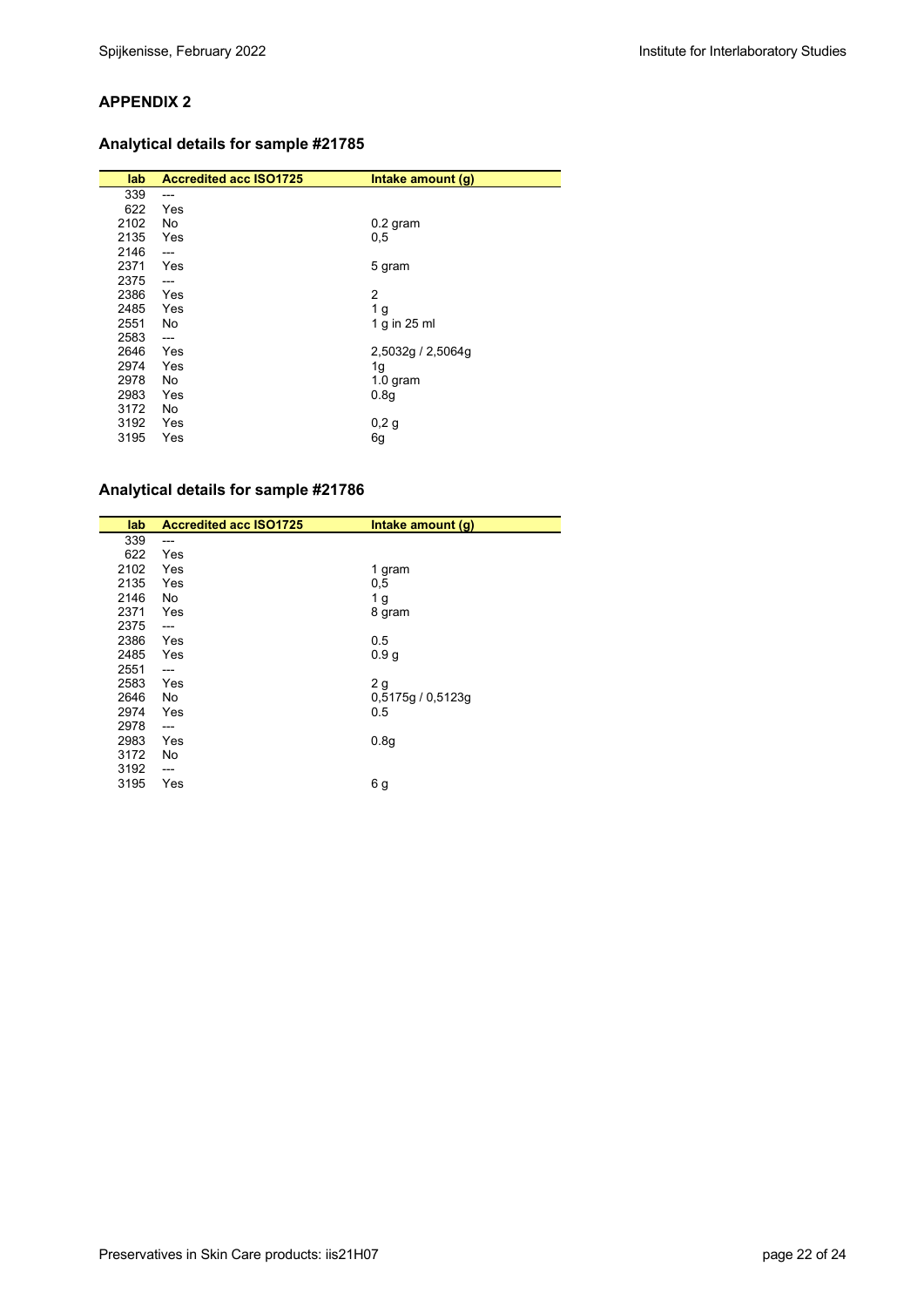## APPENDIX 2

### Analytical details for sample #21785

| lab | Accredited acc ISO1725 | Intake amount (g) |
|---|---|---|
| 339 | --- | |
| 622 | Yes | |
| 2102 | No | 0.2 gram |
| 2135 | Yes | 0,5 |
| 2146 | --- | |
| 2371 | Yes | 5 gram |
| 2375 | --- | |
| 2386 | Yes | 2 |
| 2485 | Yes | 1 g |
| 2551 | No | 1 g in 25 ml |
| 2583 | --- | |
| 2646 | Yes | 2,5032g / 2,5064g |
| 2974 | Yes | 1g |
| 2978 | No | 1.0 gram |
| 2983 | Yes | 0.8g |
| 3172 | No | |
| 3192 | Yes | 0,2 g |
| 3195 | Yes | 6g |

### Analytical details for sample #21786

| lab | Accredited acc ISO1725 | Intake amount (g) |
|---|---|---|
| 339 | --- | |
| 622 | Yes | |
| 2102 | Yes | 1 gram |
| 2135 | Yes | 0,5 |
| 2146 | No | 1 g |
| 2371 | Yes | 8 gram |
| 2375 | --- | |
| 2386 | Yes | 0.5 |
| 2485 | Yes | 0.9 g |
| 2551 | --- | |
| 2583 | Yes | 2 g |
| 2646 | No | 0,5175g / 0,5123g |
| 2974 | Yes | 0.5 |
| 2978 | --- | |
| 2983 | Yes | 0.8g |
| 3172 | No | |
| 3192 | --- | |
| 3195 | Yes | 6 g |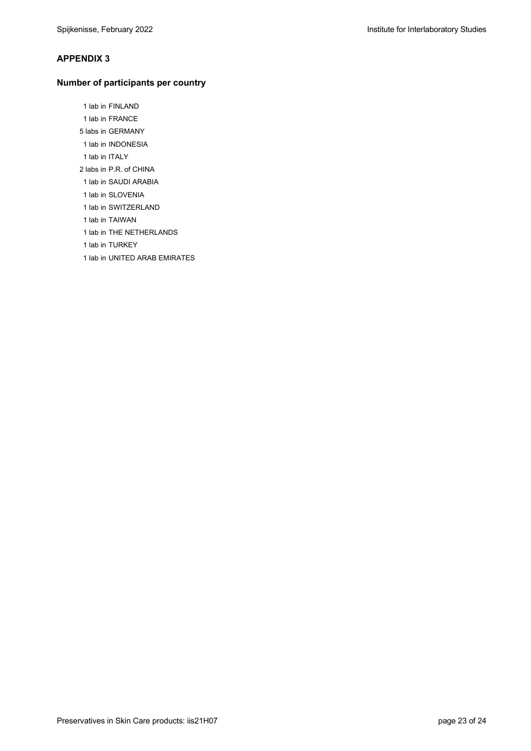## APPENDIX 3

### Number of participants per country

1 lab in FINLAND
1 lab in FRANCE
5 labs in GERMANY
1 lab in INDONESIA
1 lab in ITALY
2 labs in P.R. of CHINA
1 lab in SAUDI ARABIA
1 lab in SLOVENIA
1 lab in SWITZERLAND
1 lab in TAIWAN
1 lab in THE NETHERLANDS
1 lab in TURKEY
1 lab in UNITED ARAB EMIRATES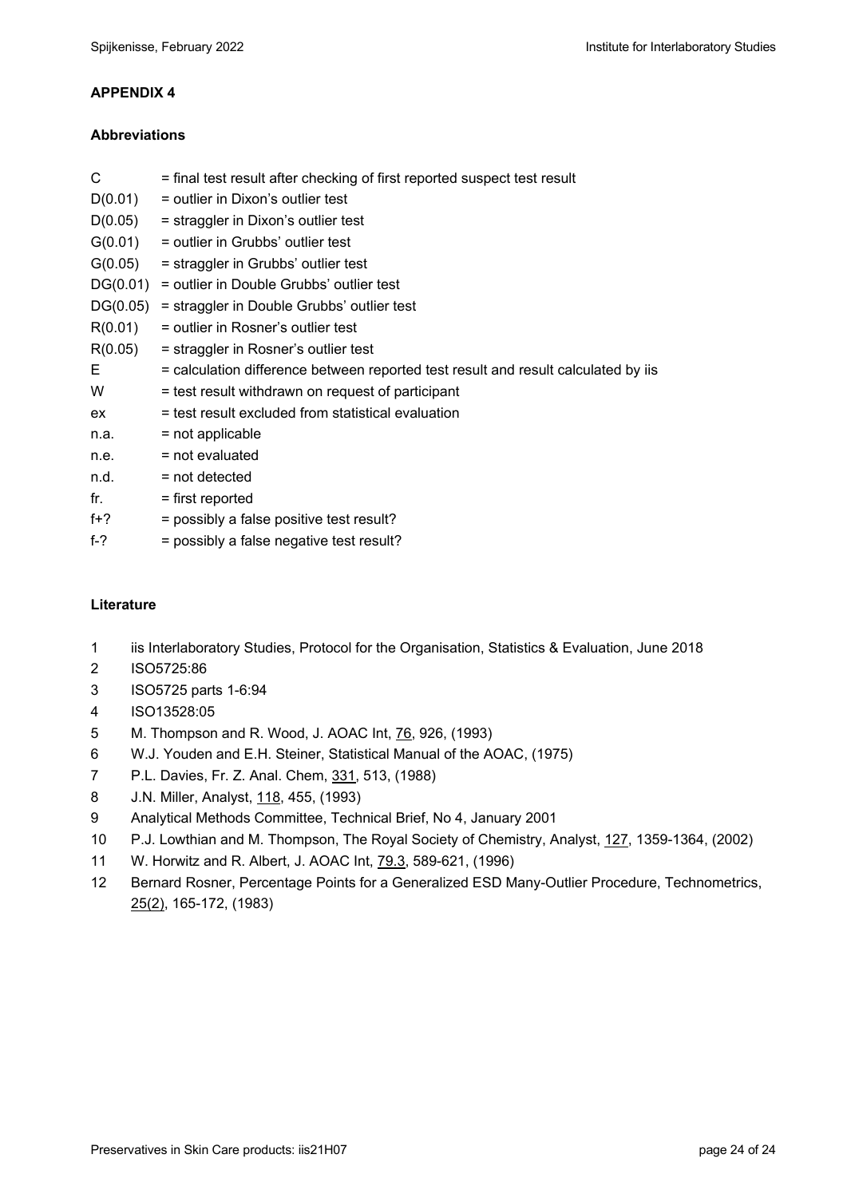**APPENDIX 4**

**Abbreviations**

| | |
|---|---|
| C | = final test result after checking of first reported suspect test result |
| D(0.01) | = outlier in Dixon's outlier test |
| D(0.05) | = straggler in Dixon's outlier test |
| G(0.01) | = outlier in Grubbs' outlier test |
| G(0.05) | = straggler in Grubbs' outlier test |
| DG(0.01) | = outlier in Double Grubbs' outlier test |
| DG(0.05) | = straggler in Double Grubbs' outlier test |
| R(0.01) | = outlier in Rosner's outlier test |
| R(0.05) | = straggler in Rosner's outlier test |
| E | = calculation difference between reported test result and result calculated by iis |
| W | = test result withdrawn on request of participant |
| ex | = test result excluded from statistical evaluation |
| n.a. | = not applicable |
| n.e. | = not evaluated |
| n.d. | = not detected |
| fr. | = first reported |
| f+? | = possibly a false positive test result? |
| f-? | = possibly a false negative test result? |

**Literature**

1. iis Interlaboratory Studies, Protocol for the Organisation, Statistics & Evaluation, June 2018
2. ISO5725:86
3. ISO5725 parts 1-6:94
4. ISO13528:05
5. M. Thompson and R. Wood, J. AOAC Int, 76, 926, (1993)
6. W.J. Youden and E.H. Steiner, Statistical Manual of the AOAC, (1975)
7. P.L. Davies, Fr. Z. Anal. Chem, 331, 513, (1988)
8. J.N. Miller, Analyst, 118, 455, (1993)
9. Analytical Methods Committee, Technical Brief, No 4, January 2001
10. P.J. Lowthian and M. Thompson, The Royal Society of Chemistry, Analyst, 127, 1359-1364, (2002)
11. W. Horwitz and R. Albert, J. AOAC Int, 79.3, 589-621, (1996)
12. Bernard Rosner, Percentage Points for a Generalized ESD Many-Outlier Procedure, Technometrics, 25(2), 165-172, (1983)